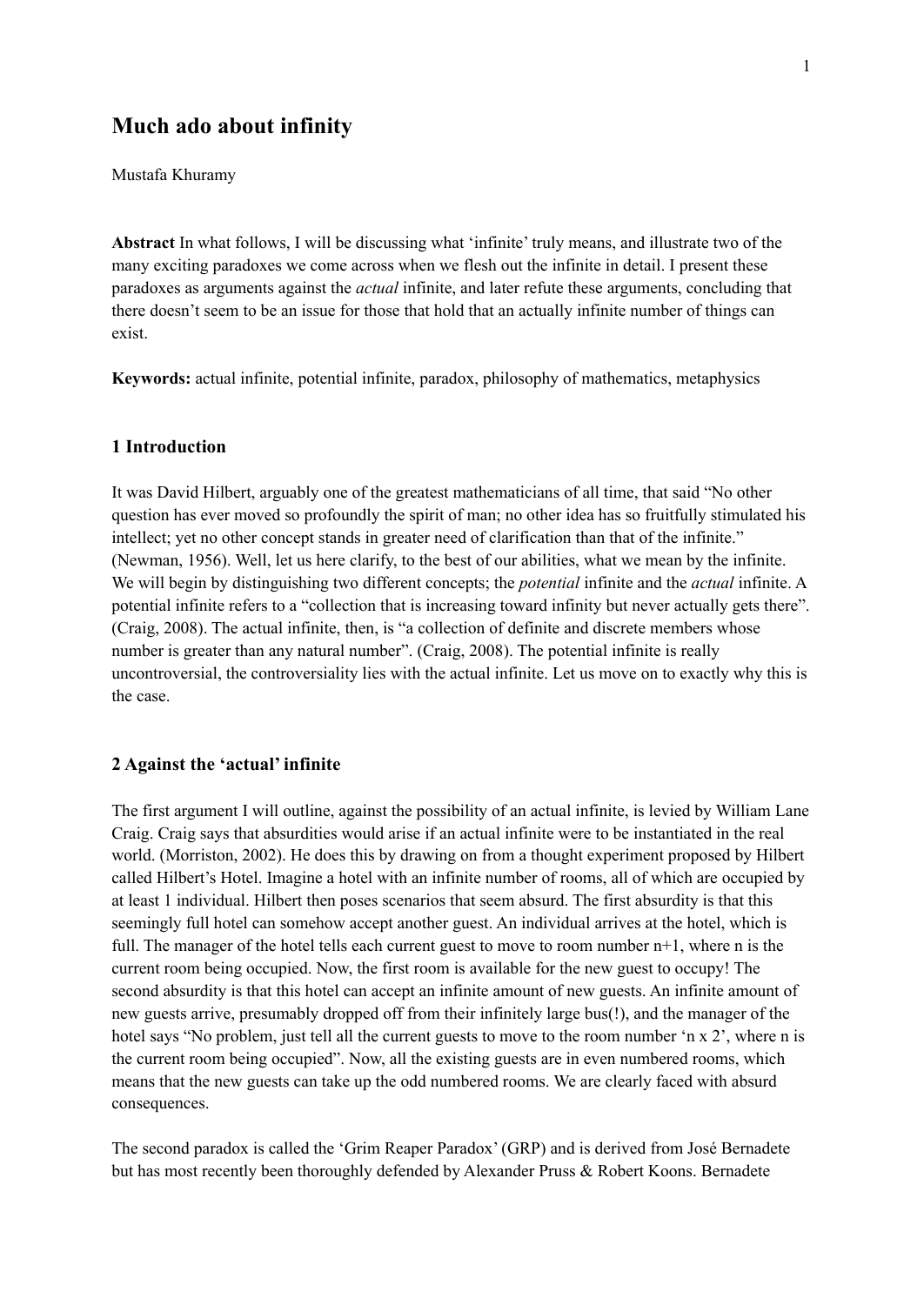# Much ado about infinity

Mustafa Khuramy

**Abstract** In what follows, I will be discussing what 'infinite' truly means, and illustrate two of the many exciting paradoxes we come across when we flesh out the infinite in detail. I present these paradoxes as arguments against the *actual* infinite, and later refute these arguments, concluding that there doesn't seem to be an issue for those that hold that an actually infinite number of things can exist.

**Keywords:** actual infinite, potential infinite, paradox, philosophy of mathematics, metaphysics

## 1 Introduction

It was David Hilbert, arguably one of the greatest mathematicians of all time, that said "No other question has ever moved so profoundly the spirit of man; no other idea has so fruitfully stimulated his intellect; yet no other concept stands in greater need of clarification than that of the infinite." (Newman, 1956). Well, let us here clarify, to the best of our abilities, what we mean by the infinite. We will begin by distinguishing two different concepts; the *potential* infinite and the *actual* infinite. A potential infinite refers to a "collection that is increasing toward infinity but never actually gets there". (Craig, 2008). The actual infinite, then, is "a collection of definite and discrete members whose number is greater than any natural number". (Craig, 2008). The potential infinite is really uncontroversial, the controversiality lies with the actual infinite. Let us move on to exactly why this is the case.

## 2 Against the 'actual' infinite

The first argument I will outline, against the possibility of an actual infinite, is levied by William Lane Craig. Craig says that absurdities would arise if an actual infinite were to be instantiated in the real world. (Morriston, 2002). He does this by drawing on from a thought experiment proposed by Hilbert called Hilbert's Hotel. Imagine a hotel with an infinite number of rooms, all of which are occupied by at least 1 individual. Hilbert then poses scenarios that seem absurd. The first absurdity is that this seemingly full hotel can somehow accept another guest. An individual arrives at the hotel, which is full. The manager of the hotel tells each current guest to move to room number n+1, where n is the current room being occupied. Now, the first room is available for the new guest to occupy! The second absurdity is that this hotel can accept an infinite amount of new guests. An infinite amount of new guests arrive, presumably dropped off from their infinitely large bus(!), and the manager of the hotel says "No problem, just tell all the current guests to move to the room number 'n x 2', where n is the current room being occupied". Now, all the existing guests are in even numbered rooms, which means that the new guests can take up the odd numbered rooms. We are clearly faced with absurd consequences.

The second paradox is called the 'Grim Reaper Paradox' (GRP) and is derived from José Bernadete but has most recently been thoroughly defended by Alexander Pruss & Robert Koons. Bernadete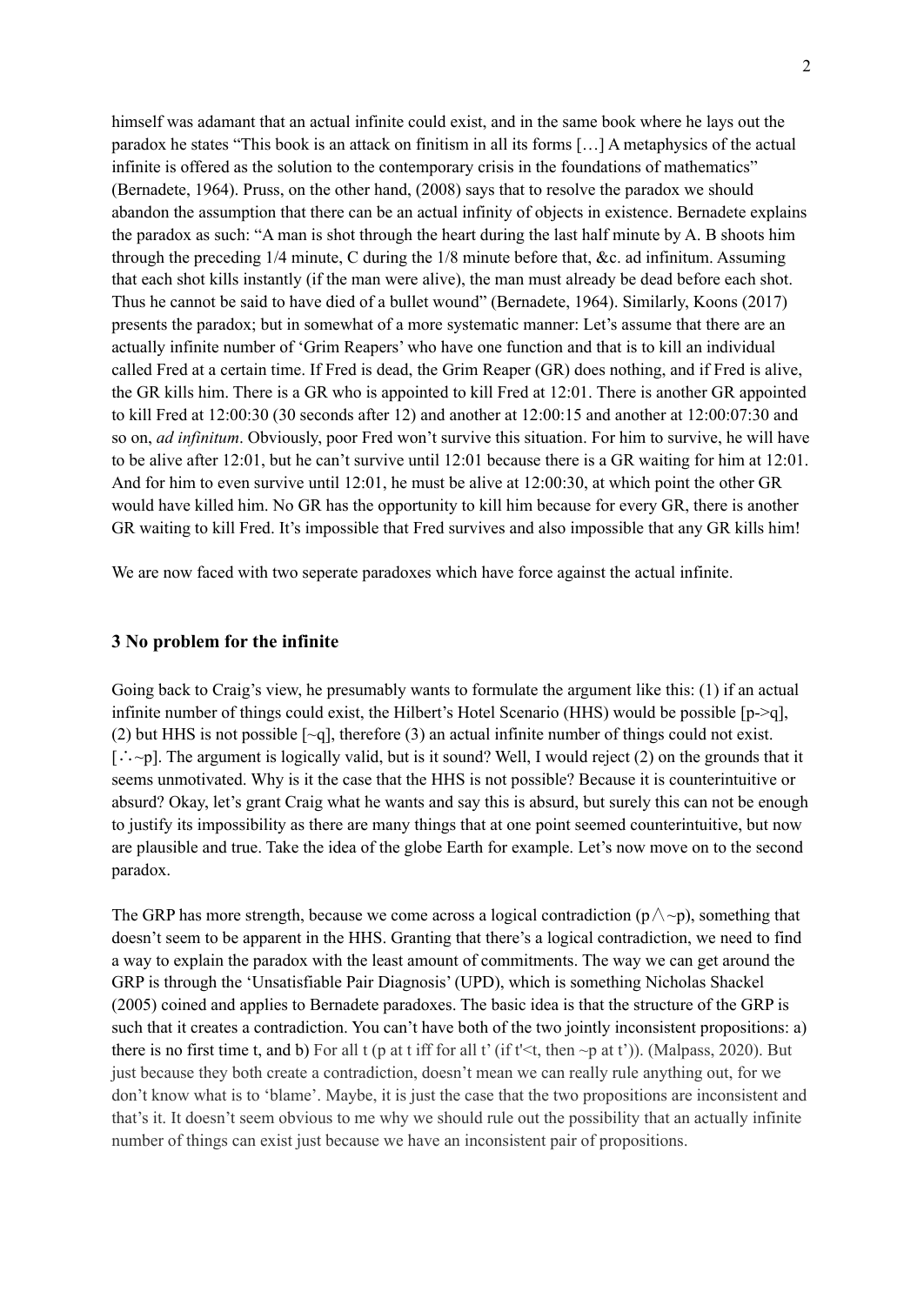himself was adamant that an actual infinite could exist, and in the same book where he lays out the paradox he states "This book is an attack on finitism in all its forms […] A metaphysics of the actual infinite is offered as the solution to the contemporary crisis in the foundations of mathematics" (Bernadete, 1964). Pruss, on the other hand, (2008) says that to resolve the paradox we should abandon the assumption that there can be an actual infinity of objects in existence. Bernadete explains the paradox as such: "A man is shot through the heart during the last half minute by A. B shoots him through the preceding 1/4 minute, C during the 1/8 minute before that, &c. ad infinitum. Assuming that each shot kills instantly (if the man were alive), the man must already be dead before each shot. Thus he cannot be said to have died of a bullet wound" (Bernadete, 1964). Similarly, Koons (2017) presents the paradox; but in somewhat of a more systematic manner: Let's assume that there are an actually infinite number of 'Grim Reapers' who have one function and that is to kill an individual called Fred at a certain time. If Fred is dead, the Grim Reaper (GR) does nothing, and if Fred is alive, the GR kills him. There is a GR who is appointed to kill Fred at 12:01. There is another GR appointed to kill Fred at 12:00:30 (30 seconds after 12) and another at 12:00:15 and another at 12:00:07:30 and so on, *ad infinitum*. Obviously, poor Fred won't survive this situation. For him to survive, he will have to be alive after 12:01, but he can't survive until 12:01 because there is a GR waiting for him at 12:01. And for him to even survive until 12:01, he must be alive at 12:00:30, at which point the other GR would have killed him. No GR has the opportunity to kill him because for every GR, there is another GR waiting to kill Fred. It's impossible that Fred survives and also impossible that any GR kills him!

We are now faced with two seperate paradoxes which have force against the actual infinite.

### 3 No problem for the infinite

Going back to Craig's view, he presumably wants to formulate the argument like this: (1) if an actual infinite number of things could exist, the Hilbert's Hotel Scenario (HHS) would be possible [$p \rightarrow q$], (2) but HHS is not possible [$\sim q$], therefore (3) an actual infinite number of things could not exist. [$\therefore \sim p$]. The argument is logically valid, but is it sound? Well, I would reject (2) on the grounds that it seems unmotivated. Why is it the case that the HHS is not possible? Because it is counterintuitive or absurd? Okay, let's grant Craig what he wants and say this is absurd, but surely this can not be enough to justify its impossibility as there are many things that at one point seemed counterintuitive, but now are plausible and true. Take the idea of the globe Earth for example. Let's now move on to the second paradox.

The GRP has more strength, because we come across a logical contradiction ($p \wedge \sim p$), something that doesn't seem to be apparent in the HHS. Granting that there's a logical contradiction, we need to find a way to explain the paradox with the least amount of commitments. The way we can get around the GRP is through the 'Unsatisfiable Pair Diagnosis' (UPD), which is something Nicholas Shackel (2005) coined and applies to Bernadete paradoxes. The basic idea is that the structure of the GRP is such that it creates a contradiction. You can't have both of the two jointly inconsistent propositions: a) there is no first time t, and b) For all t (p at t iff for all t' (if t'<t, then ~p at t')). (Malpass, 2020). But just because they both create a contradiction, doesn't mean we can really rule anything out, for we don't know what is to 'blame'. Maybe, it is just the case that the two propositions are inconsistent and that's it. It doesn't seem obvious to me why we should rule out the possibility that an actually infinite number of things can exist just because we have an inconsistent pair of propositions.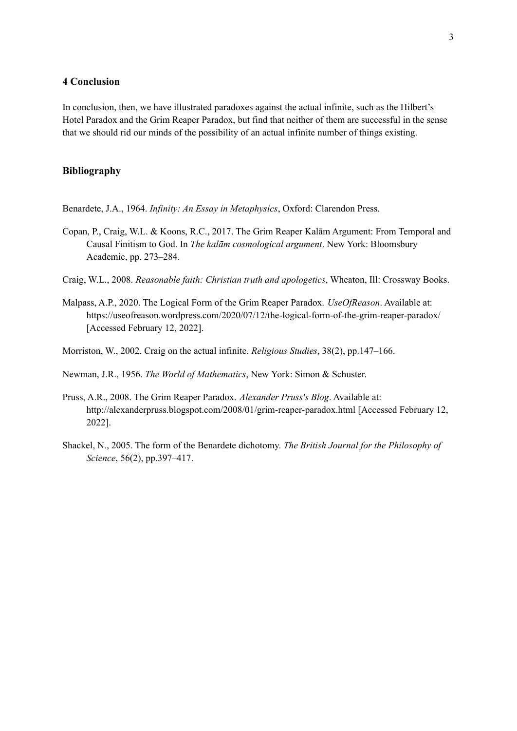## 4 Conclusion

In conclusion, then, we have illustrated paradoxes against the actual infinite, such as the Hilbert's Hotel Paradox and the Grim Reaper Paradox, but find that neither of them are successful in the sense that we should rid our minds of the possibility of an actual infinite number of things existing.

## Bibliography

Benardete, J.A., 1964. *Infinity: An Essay in Metaphysics*, Oxford: Clarendon Press.

Copan, P., Craig, W.L. & Koons, R.C., 2017. The Grim Reaper Kalām Argument: From Temporal and Causal Finitism to God. In *The kalām cosmological argument*. New York: Bloomsbury Academic, pp. 273–284.

Craig, W.L., 2008. *Reasonable faith: Christian truth and apologetics*, Wheaton, Ill: Crossway Books.

Malpass, A.P., 2020. The Logical Form of the Grim Reaper Paradox. *UseOfReason*. Available at: https://useofreason.wordpress.com/2020/07/12/the-logical-form-of-the-grim-reaper-paradox/ [Accessed February 12, 2022].

Morriston, W., 2002. Craig on the actual infinite. *Religious Studies*, 38(2), pp.147–166.

Newman, J.R., 1956. *The World of Mathematics*, New York: Simon & Schuster.

Pruss, A.R., 2008. The Grim Reaper Paradox. *Alexander Pruss's Blog*. Available at: http://alexanderpruss.blogspot.com/2008/01/grim-reaper-paradox.html [Accessed February 12, 2022].

Shackel, N., 2005. The form of the Benardete dichotomy. *The British Journal for the Philosophy of Science*, 56(2), pp.397–417.